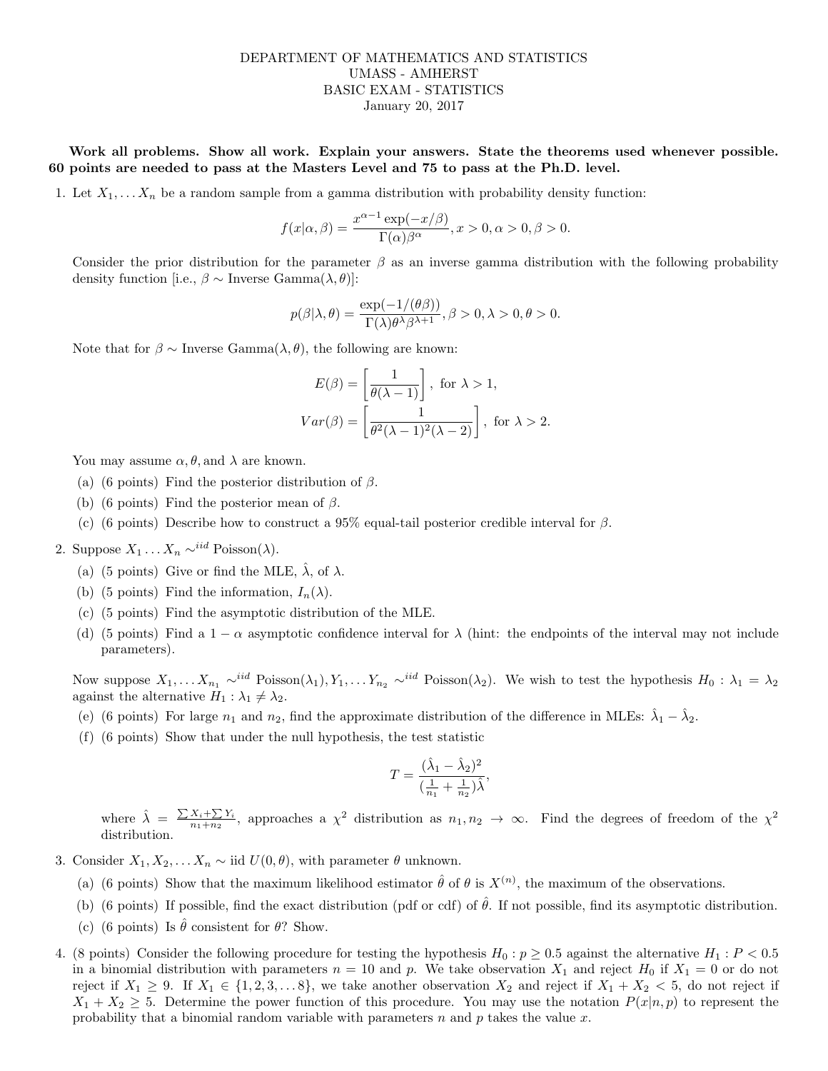DEPARTMENT OF MATHEMATICS AND STATISTICS
UMASS - AMHERST
BASIC EXAM - STATISTICS
January 20, 2017

**Work all problems. Show all work. Explain your answers. State the theorems used whenever possible. 60 points are needed to pass at the Masters Level and 75 to pass at the Ph.D. level.**

1. Let $X_1, \dots X_n$ be a random sample from a gamma distribution with probability density function:

$$f(x|\alpha,\beta) = \frac{x^{\alpha-1}\exp(-x/\beta)}{\Gamma(\alpha)\beta^{\alpha}}, x > 0, \alpha > 0, \beta > 0.$$

Consider the prior distribution for the parameter $\beta$ as an inverse gamma distribution with the following probability density function [i.e., $\beta \sim$ Inverse Gamma$(\lambda, \theta)$]:

$$p(\beta|\lambda,\theta) = \frac{\exp(-1/(\theta\beta))}{\Gamma(\lambda)\theta^{\lambda}\beta^{\lambda+1}}, \beta > 0, \lambda > 0, \theta > 0.$$

Note that for $\beta \sim$ Inverse Gamma$(\lambda, \theta)$, the following are known:

$$E(\beta) = \left[\frac{1}{\theta(\lambda-1)}\right], \text{ for } \lambda > 1,$$

$$Var(\beta) = \left[\frac{1}{\theta^2(\lambda-1)^2(\lambda-2)}\right], \text{ for } \lambda > 2.$$

You may assume $\alpha, \theta$, and $\lambda$ are known.

   (a) (6 points) Find the posterior distribution of $\beta$.

   (b) (6 points) Find the posterior mean of $\beta$.

   (c) (6 points) Describe how to construct a 95% equal-tail posterior credible interval for $\beta$.

2. Suppose $X_1 \dots X_n \sim^{iid}$ Poisson$(\lambda)$.

   (a) (5 points) Give or find the MLE, $\hat{\lambda}$, of $\lambda$.

   (b) (5 points) Find the information, $I_n(\lambda)$.

   (c) (5 points) Find the asymptotic distribution of the MLE.

   (d) (5 points) Find a $1-\alpha$ asymptotic confidence interval for $\lambda$ (hint: the endpoints of the interval may not include parameters).

Now suppose $X_1, \dots X_{n_1} \sim^{iid}$ Poisson$(\lambda_1)$, $Y_1, \dots Y_{n_2} \sim^{iid}$ Poisson$(\lambda_2)$. We wish to test the hypothesis $H_0 : \lambda_1 = \lambda_2$ against the alternative $H_1 : \lambda_1 \neq \lambda_2$.

   (e) (6 points) For large $n_1$ and $n_2$, find the approximate distribution of the difference in MLEs: $\hat{\lambda}_1 - \hat{\lambda}_2$.

   (f) (6 points) Show that under the null hypothesis, the test statistic

$$T = \frac{(\hat{\lambda}_1 - \hat{\lambda}_2)^2}{(\frac{1}{n_1} + \frac{1}{n_2})\hat{\lambda}},$$

where $\hat{\lambda} = \frac{\sum X_i + \sum Y_i}{n_1 + n_2}$, approaches a $\chi^2$ distribution as $n_1, n_2 \to \infty$. Find the degrees of freedom of the $\chi^2$ distribution.

3. Consider $X_1, X_2, \dots X_n \sim$ iid $U(0, \theta)$, with parameter $\theta$ unknown.

   (a) (6 points) Show that the maximum likelihood estimator $\hat{\theta}$ of $\theta$ is $X^{(n)}$, the maximum of the observations.

   (b) (6 points) If possible, find the exact distribution (pdf or cdf) of $\hat{\theta}$. If not possible, find its asymptotic distribution.

   (c) (6 points) Is $\hat{\theta}$ consistent for $\theta$? Show.

4. (8 points) Consider the following procedure for testing the hypothesis $H_0 : p \geq 0.5$ against the alternative $H_1 : P < 0.5$ in a binomial distribution with parameters $n = 10$ and $p$. We take observation $X_1$ and reject $H_0$ if $X_1 = 0$ or do not reject if $X_1 \geq 9$. If $X_1 \in \{1, 2, 3, \dots 8\}$, we take another observation $X_2$ and reject if $X_1 + X_2 < 5$, do not reject if $X_1 + X_2 \geq 5$. Determine the power function of this procedure. You may use the notation $P(x|n, p)$ to represent the probability that a binomial random variable with parameters $n$ and $p$ takes the value $x$.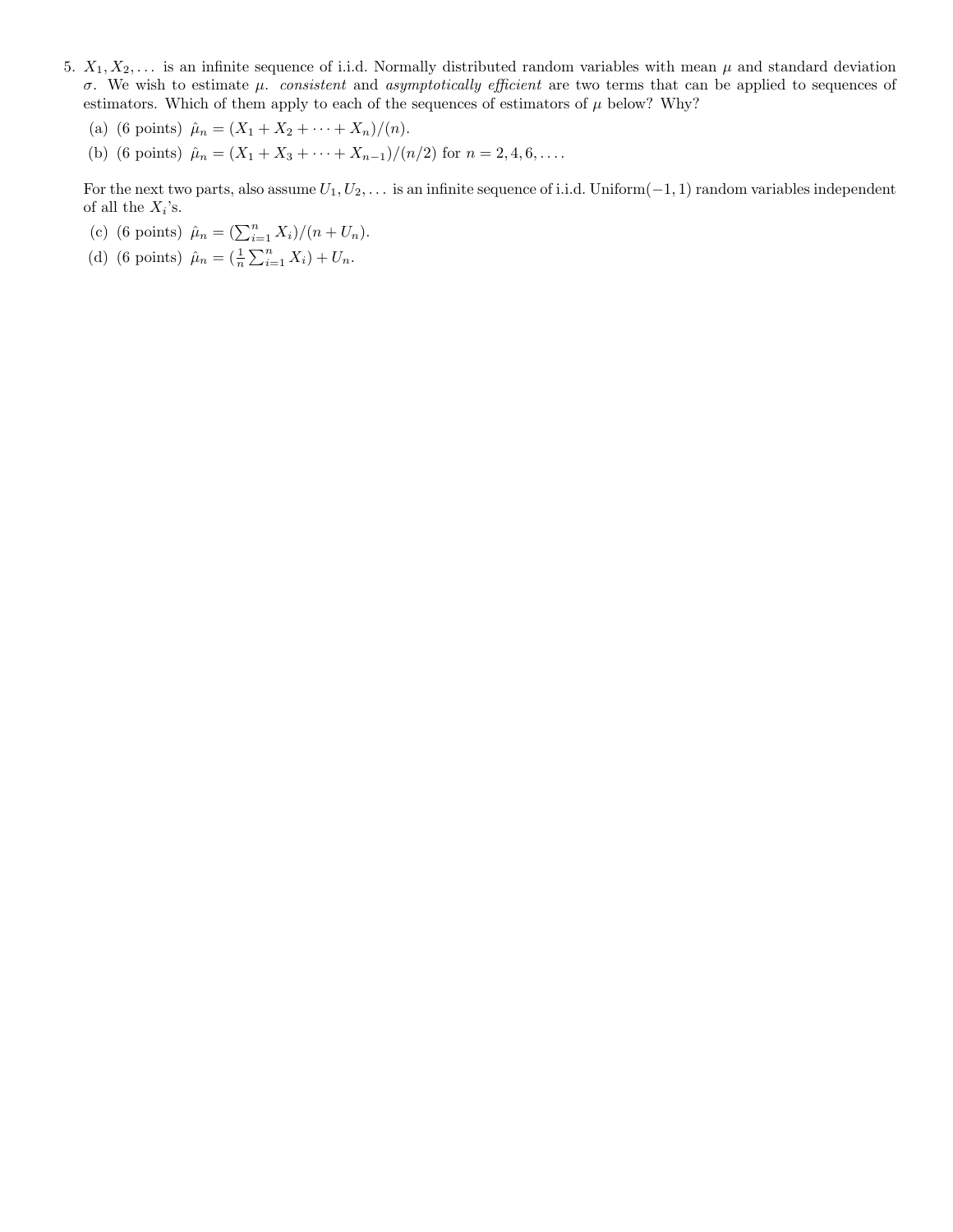5. $X_1, X_2, \ldots$ is an infinite sequence of i.i.d. Normally distributed random variables with mean $\mu$ and standard deviation $\sigma$. We wish to estimate $\mu$. *consistent* and *asymptotically efficient* are two terms that can be applied to sequences of estimators. Which of them apply to each of the sequences of estimators of $\mu$ below? Why?

   (a) (6 points) $\hat{\mu}_n = (X_1 + X_2 + \cdots + X_n)/(n)$.

   (b) (6 points) $\hat{\mu}_n = (X_1 + X_3 + \cdots + X_{n-1})/(n/2)$ for $n = 2, 4, 6, \ldots$.

   For the next two parts, also assume $U_1, U_2, \ldots$ is an infinite sequence of i.i.d. Uniform$(-1, 1)$ random variables independent of all the $X_i$'s.

   (c) (6 points) $\hat{\mu}_n = (\sum_{i=1}^{n} X_i)/(n + U_n)$.

   (d) (6 points) $\hat{\mu}_n = (\frac{1}{n}\sum_{i=1}^{n} X_i) + U_n$.